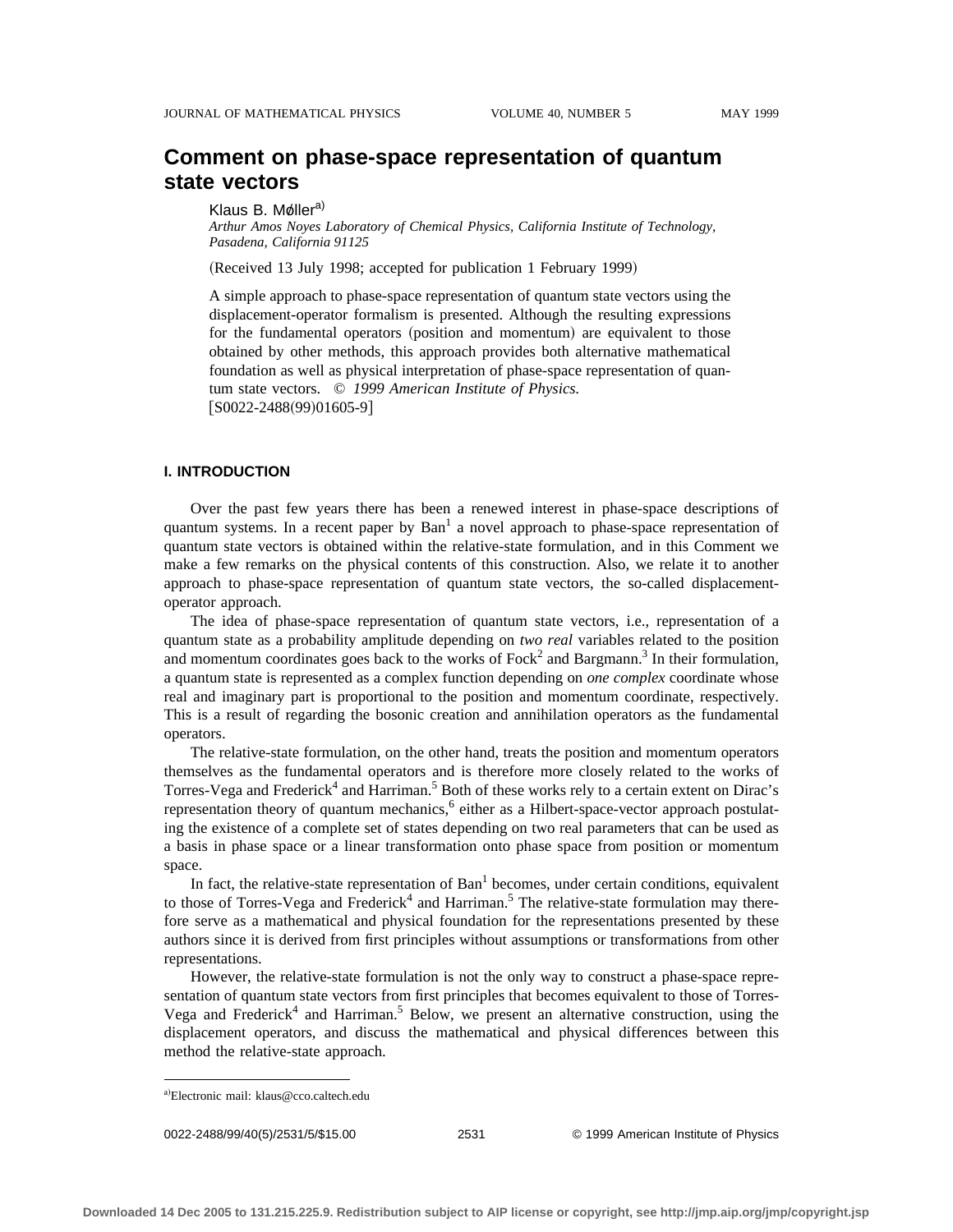# Comment on phase-space representation of quantum state vectors

Klaus B. Møller[a]

*Arthur Amos Noyes Laboratory of Chemical Physics, California Institute of Technology, Pasadena, California 91125*

(Received 13 July 1998; accepted for publication 1 February 1999)

A simple approach to phase-space representation of quantum state vectors using the displacement-operator formalism is presented. Although the resulting expressions for the fundamental operators (position and momentum) are equivalent to those obtained by other methods, this approach provides both alternative mathematical foundation as well as physical interpretation of phase-space representation of quantum state vectors. © *1999 American Institute of Physics.* [S0022-2488(99)01605-9]

## I. INTRODUCTION

Over the past few years there has been a renewed interest in phase-space descriptions of quantum systems. In a recent paper by Ban[1] a novel approach to phase-space representation of quantum state vectors is obtained within the relative-state formulation, and in this Comment we make a few remarks on the physical contents of this construction. Also, we relate it to another approach to phase-space representation of quantum state vectors, the so-called displacement-operator approach.

The idea of phase-space representation of quantum state vectors, i.e., representation of a quantum state as a probability amplitude depending on *two real* variables related to the position and momentum coordinates goes back to the works of Fock[2] and Bargmann.[3] In their formulation, a quantum state is represented as a complex function depending on *one complex* coordinate whose real and imaginary part is proportional to the position and momentum coordinate, respectively. This is a result of regarding the bosonic creation and annihilation operators as the fundamental operators.

The relative-state formulation, on the other hand, treats the position and momentum operators themselves as the fundamental operators and is therefore more closely related to the works of Torres-Vega and Frederick[4] and Harriman.[5] Both of these works rely to a certain extent on Dirac's representation theory of quantum mechanics,[6] either as a Hilbert-space-vector approach postulating the existence of a complete set of states depending on two real parameters that can be used as a basis in phase space or a linear transformation onto phase space from position or momentum space.

In fact, the relative-state representation of Ban[1] becomes, under certain conditions, equivalent to those of Torres-Vega and Frederick[4] and Harriman.[5] The relative-state formulation may therefore serve as a mathematical and physical foundation for the representations presented by these authors since it is derived from first principles without assumptions or transformations from other representations.

However, the relative-state formulation is not the only way to construct a phase-space representation of quantum state vectors from first principles that becomes equivalent to those of Torres-Vega and Frederick[4] and Harriman.[5] Below, we present an alternative construction, using the displacement operators, and discuss the mathematical and physical differences between this method the relative-state approach.

---

[a]Electronic mail: klaus@cco.caltech.edu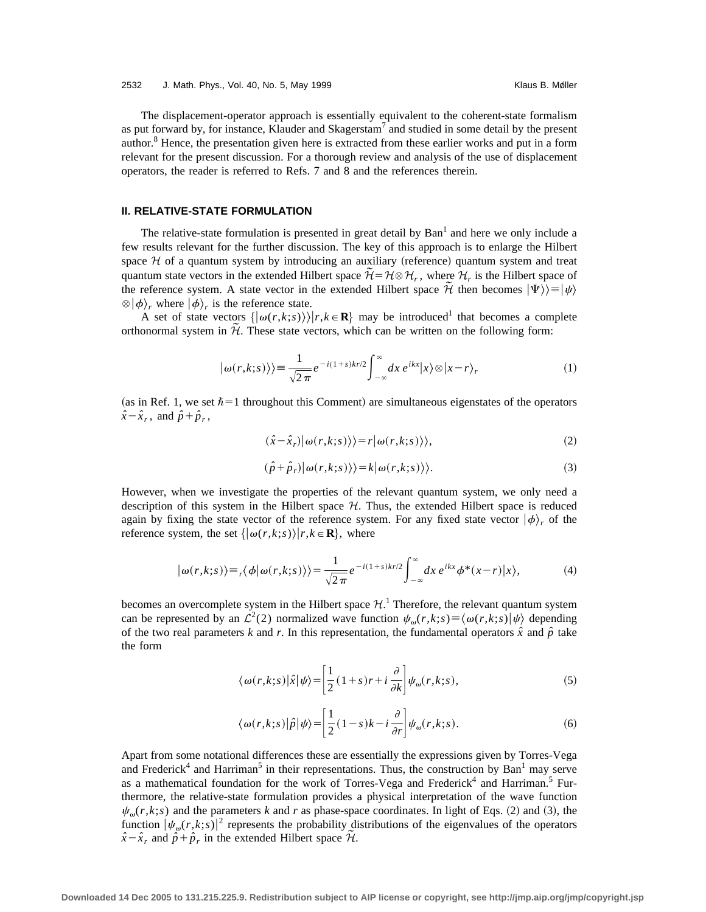The displacement-operator approach is essentially equivalent to the coherent-state formalism as put forward by, for instance, Klauder and Skagerstam[7] and studied in some detail by the present author.[8] Hence, the presentation given here is extracted from these earlier works and put in a form relevant for the present discussion. For a thorough review and analysis of the use of displacement operators, the reader is referred to Refs. 7 and 8 and the references therein.

## II. RELATIVE-STATE FORMULATION

The relative-state formulation is presented in great detail by Ban[1] and here we only include a few results relevant for the further discussion. The key of this approach is to enlarge the Hilbert space $\mathcal{H}$ of a quantum system by introducing an auxiliary (reference) quantum system and treat quantum state vectors in the extended Hilbert space $\tilde{\mathcal{H}}=\mathcal{H}\otimes\mathcal{H}_r$, where $\mathcal{H}_r$ is the Hilbert space of the reference system. A state vector in the extended Hilbert space $\tilde{\mathcal{H}}$ then becomes $|\Psi\rangle\rangle\equiv|\psi\rangle\otimes|\phi\rangle_r$ where $|\phi\rangle_r$ is the reference state.

A set of state vectors $\{|\omega(r,k;s)\rangle\rangle|r,k\in\mathbf{R}\}$ may be introduced[1] that becomes a complete orthonormal system in $\tilde{\mathcal{H}}$. These state vectors, which can be written on the following form:

$$|\omega(r,k;s)\rangle\rangle\equiv\frac{1}{\sqrt{2\pi}}e^{-i(1+s)kr/2}\int_{-\infty}^{\infty}dx\,e^{ikx}|x\rangle\otimes|x-r\rangle_r \tag{1}$$

(as in Ref. 1, we set $\hbar=1$ throughout this Comment) are simultaneous eigenstates of the operators $\hat{x}-\hat{x}_r$, and $\hat{p}+\hat{p}_r$,

$$(\hat{x}-\hat{x}_r)|\omega(r,k;s)\rangle\rangle=r|\omega(r,k;s)\rangle\rangle, \tag{2}$$

$$(\hat{p}+\hat{p}_r)|\omega(r,k;s)\rangle\rangle=k|\omega(r,k;s)\rangle\rangle. \tag{3}$$

However, when we investigate the properties of the relevant quantum system, we only need a description of this system in the Hilbert space $\mathcal{H}$. Thus, the extended Hilbert space is reduced again by fixing the state vector of the reference system. For any fixed state vector $|\phi\rangle_r$ of the reference system, the set $\{|\omega(r,k;s)\rangle|r,k\in\mathbf{R}\}$, where

$$|\omega(r,k;s)\rangle\equiv{}_r\langle\phi|\omega(r,k;s)\rangle\rangle=\frac{1}{\sqrt{2\pi}}e^{-i(1+s)kr/2}\int_{-\infty}^{\infty}dx\,e^{ikx}\phi^*(x-r)|x\rangle, \tag{4}$$

becomes an overcomplete system in the Hilbert space $\mathcal{H}$.[1] Therefore, the relevant quantum system can be represented by an $\mathcal{L}^2(2)$ normalized wave function $\psi_\omega(r,k;s)\equiv\langle\omega(r,k;s)|\psi\rangle$ depending of the two real parameters $k$ and $r$. In this representation, the fundamental operators $\hat{x}$ and $\hat{p}$ take the form

$$\langle\omega(r,k;s)|\hat{x}|\psi\rangle=\left[\frac{1}{2}(1+s)r+i\frac{\partial}{\partial k}\right]\psi_\omega(r,k;s), \tag{5}$$

$$\langle\omega(r,k;s)|\hat{p}|\psi\rangle=\left[\frac{1}{2}(1-s)k-i\frac{\partial}{\partial r}\right]\psi_\omega(r,k;s). \tag{6}$$

Apart from some notational differences these are essentially the expressions given by Torres-Vega and Frederick[4] and Harriman[5] in their representations. Thus, the construction by Ban[1] may serve as a mathematical foundation for the work of Torres-Vega and Frederick[4] and Harriman.[5] Furthermore, the relative-state formulation provides a physical interpretation of the wave function $\psi_\omega(r,k;s)$ and the parameters $k$ and $r$ as phase-space coordinates. In light of Eqs. (2) and (3), the function $|\psi_\omega(r,k;s)|^2$ represents the probability distributions of the eigenvalues of the operators $\hat{x}-\hat{x}_r$ and $\hat{p}+\hat{p}_r$ in the extended Hilbert space $\tilde{\mathcal{H}}$.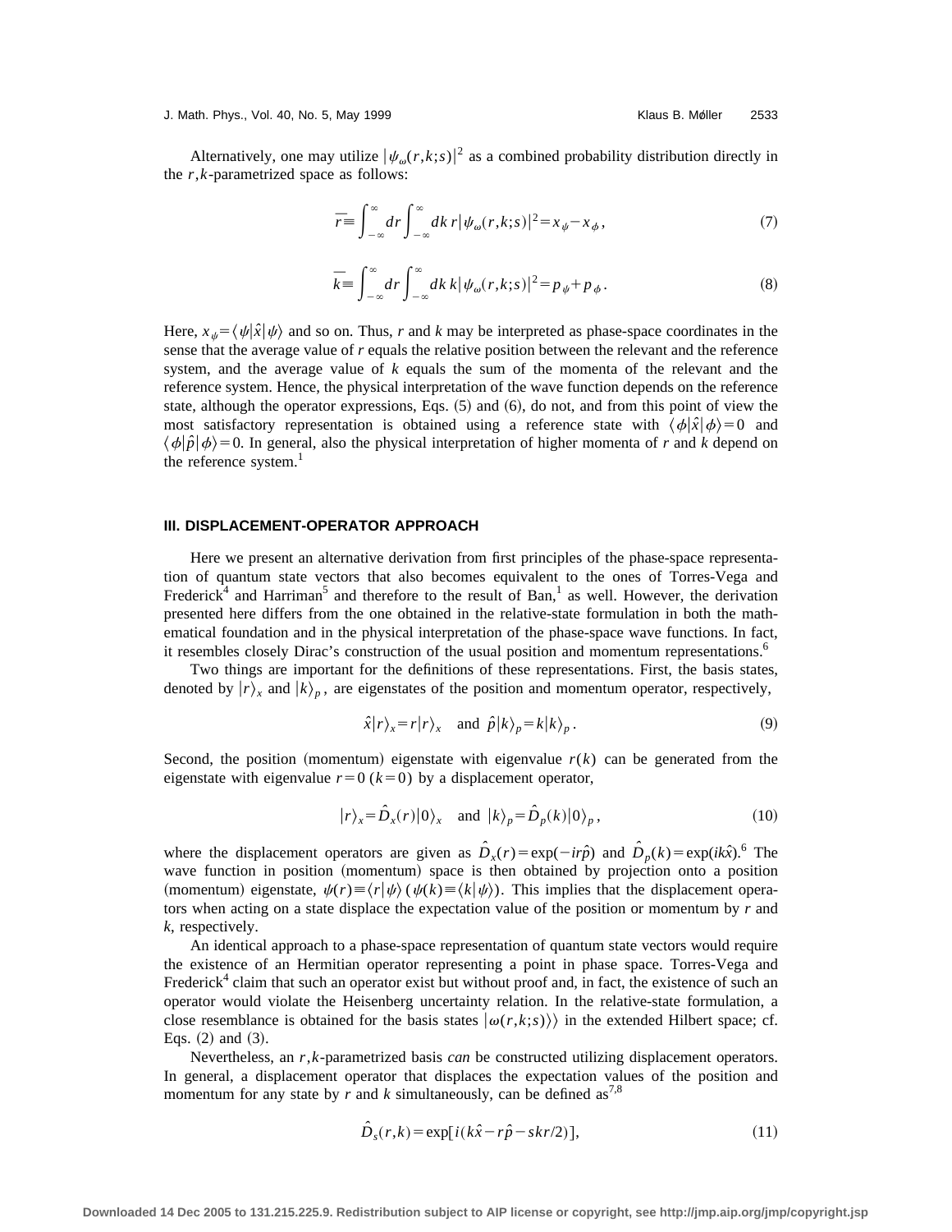Alternatively, one may utilize $|\psi_\omega(r,k;s)|^2$ as a combined probability distribution directly in the $r,k$-parametrized space as follows:

$$\bar{r} \equiv \int_{-\infty}^{\infty} dr \int_{-\infty}^{\infty} dk\, r |\psi_\omega(r,k;s)|^2 = x_\psi - x_\phi, \tag{7}$$

$$\bar{k} \equiv \int_{-\infty}^{\infty} dr \int_{-\infty}^{\infty} dk\, k |\psi_\omega(r,k;s)|^2 = p_\psi + p_\phi. \tag{8}$$

Here, $x_\psi = \langle \psi | \hat{x} | \psi \rangle$ and so on. Thus, $r$ and $k$ may be interpreted as phase-space coordinates in the sense that the average value of $r$ equals the relative position between the relevant and the reference system, and the average value of $k$ equals the sum of the momenta of the relevant and the reference system. Hence, the physical interpretation of the wave function depends on the reference state, although the operator expressions, Eqs. (5) and (6), do not, and from this point of view the most satisfactory representation is obtained using a reference state with $\langle \phi | \hat{x} | \phi \rangle = 0$ and $\langle \phi | \hat{p} | \phi \rangle = 0$. In general, also the physical interpretation of higher momenta of $r$ and $k$ depend on the reference system.[1]

## III. DISPLACEMENT-OPERATOR APPROACH

Here we present an alternative derivation from first principles of the phase-space representation of quantum state vectors that also becomes equivalent to the ones of Torres-Vega and Frederick[4] and Harriman[5] and therefore to the result of Ban,[1] as well. However, the derivation presented here differs from the one obtained in the relative-state formulation in both the mathematical foundation and in the physical interpretation of the phase-space wave functions. In fact, it resembles closely Dirac's construction of the usual position and momentum representations.[6]

Two things are important for the definitions of these representations. First, the basis states, denoted by $|r\rangle_x$ and $|k\rangle_p$, are eigenstates of the position and momentum operator, respectively,

$$\hat{x}|r\rangle_x = r|r\rangle_x \quad \text{and} \quad \hat{p}|k\rangle_p = k|k\rangle_p. \tag{9}$$

Second, the position (momentum) eigenstate with eigenvalue $r(k)$ can be generated from the eigenstate with eigenvalue $r=0$ $(k=0)$ by a displacement operator,

$$|r\rangle_x = \hat{D}_x(r)|0\rangle_x \quad \text{and} \quad |k\rangle_p = \hat{D}_p(k)|0\rangle_p, \tag{10}$$

where the displacement operators are given as $\hat{D}_x(r) = \exp(-ir\hat{p})$ and $\hat{D}_p(k) = \exp(ik\hat{x})$.[6] The wave function in position (momentum) space is then obtained by projection onto a position (momentum) eigenstate, $\psi(r) \equiv \langle r | \psi \rangle$ $(\psi(k) \equiv \langle k | \psi \rangle)$. This implies that the displacement operators when acting on a state displace the expectation value of the position or momentum by $r$ and $k$, respectively.

An identical approach to a phase-space representation of quantum state vectors would require the existence of an Hermitian operator representing a point in phase space. Torres-Vega and Frederick[4] claim that such an operator exist but without proof and, in fact, the existence of such an operator would violate the Heisenberg uncertainty relation. In the relative-state formulation, a close resemblance is obtained for the basis states $|\omega(r,k;s)\rangle\rangle$ in the extended Hilbert space; cf. Eqs. (2) and (3).

Nevertheless, an $r,k$-parametrized basis *can* be constructed utilizing displacement operators. In general, a displacement operator that displaces the expectation values of the position and momentum for any state by $r$ and $k$ simultaneously, can be defined as[7,8]

$$\hat{D}_s(r,k) = \exp[i(k\hat{x} - r\hat{p} - skr/2)], \tag{11}$$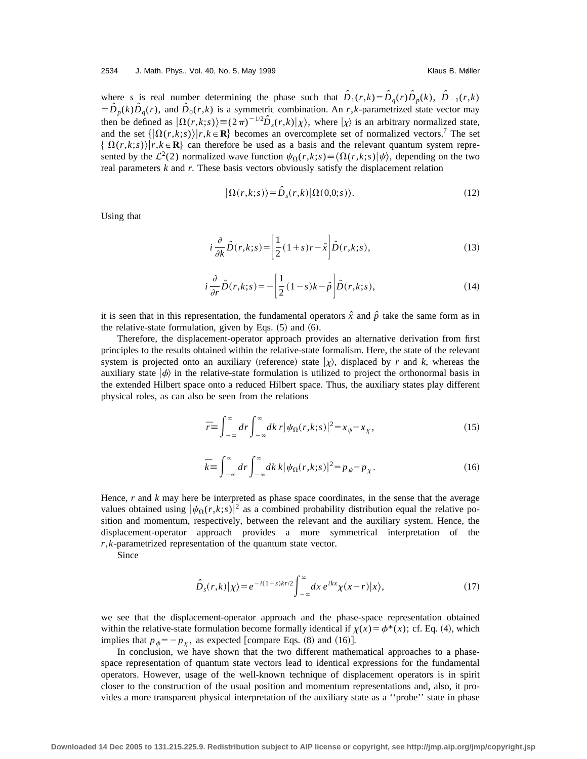where $s$ is real number determining the phase such that $\hat{D}_1(r,k)=\hat{D}_q(r)\hat{D}_p(k)$, $\hat{D}_{-1}(r,k)=\hat{D}_p(k)\hat{D}_q(r)$, and $\hat{D}_0(r,k)$ is a symmetric combination. An $r,k$-parametrized state vector may then be defined as $|\Omega(r,k;s)\rangle \equiv (2\pi)^{-1/2}\hat{D}_s(r,k)|\chi\rangle$, where $|\chi\rangle$ is an arbitrary normalized state, and the set $\{|\Omega(r,k;s)\rangle | r,k\in\mathbf{R}\}$ becomes an overcomplete set of normalized vectors.[7] The set $\{|\Omega(r,k;s)\rangle | r,k\in\mathbf{R}\}$ can therefore be used as a basis and the relevant quantum system represented by the $\mathcal{L}^2(2)$ normalized wave function $\psi_\Omega(r,k;s)\equiv\langle\Omega(r,k;s)|\psi\rangle$, depending on the two real parameters $k$ and $r$. These basis vectors obviously satisfy the displacement relation

$$|\Omega(r,k;s)\rangle = \hat{D}_s(r,k)|\Omega(0,0;s)\rangle. \tag{12}$$

Using that

$$i\frac{\partial}{\partial k}\hat{D}(r,k;s)=\left[\frac{1}{2}(1+s)r-\hat{x}\right]\hat{D}(r,k;s), \tag{13}$$

$$i\frac{\partial}{\partial r}\hat{D}(r,k;s)=-\left[\frac{1}{2}(1-s)k-\hat{p}\right]\hat{D}(r,k;s), \tag{14}$$

it is seen that in this representation, the fundamental operators $\hat{x}$ and $\hat{p}$ take the same form as in the relative-state formulation, given by Eqs. (5) and (6).

Therefore, the displacement-operator approach provides an alternative derivation from first principles to the results obtained within the relative-state formalism. Here, the state of the relevant system is projected onto an auxiliary (reference) state $|\chi\rangle$, displaced by $r$ and $k$, whereas the auxiliary state $|\phi\rangle$ in the relative-state formulation is utilized to project the orthonormal basis in the extended Hilbert space onto a reduced Hilbert space. Thus, the auxiliary states play different physical roles, as can also be seen from the relations

$$\overline{r}\equiv\int_{-\infty}^{\infty}dr\int_{-\infty}^{\infty}dk\, r|\psi_\Omega(r,k;s)|^2 = x_\psi - x_\chi, \tag{15}$$

$$\overline{k}\equiv\int_{-\infty}^{\infty}dr\int_{-\infty}^{\infty}dk\, k|\psi_\Omega(r,k;s)|^2 = p_\psi - p_\chi. \tag{16}$$

Hence, $r$ and $k$ may here be interpreted as phase space coordinates, in the sense that the average values obtained using $|\psi_\Omega(r,k;s)|^2$ as a combined probability distribution equal the relative position and momentum, respectively, between the relevant and the auxiliary system. Hence, the displacement-operator approach provides a more symmetrical interpretation of the $r,k$-parametrized representation of the quantum state vector.

Since

$$\hat{D}_s(r,k)|\chi\rangle = e^{-i(1+s)kr/2}\int_{-\infty}^{\infty}dx\, e^{ikx}\chi(x-r)|x\rangle, \tag{17}$$

we see that the displacement-operator approach and the phase-space representation obtained within the relative-state formulation become formally identical if $\chi(x)=\phi^*(x)$; cf. Eq. (4), which implies that $p_\phi=-p_\chi$, as expected [compare Eqs. (8) and (16)].

In conclusion, we have shown that the two different mathematical approaches to a phase-space representation of quantum state vectors lead to identical expressions for the fundamental operators. However, usage of the well-known technique of displacement operators is in spirit closer to the construction of the usual position and momentum representations and, also, it provides a more transparent physical interpretation of the auxiliary state as a ''probe'' state in phase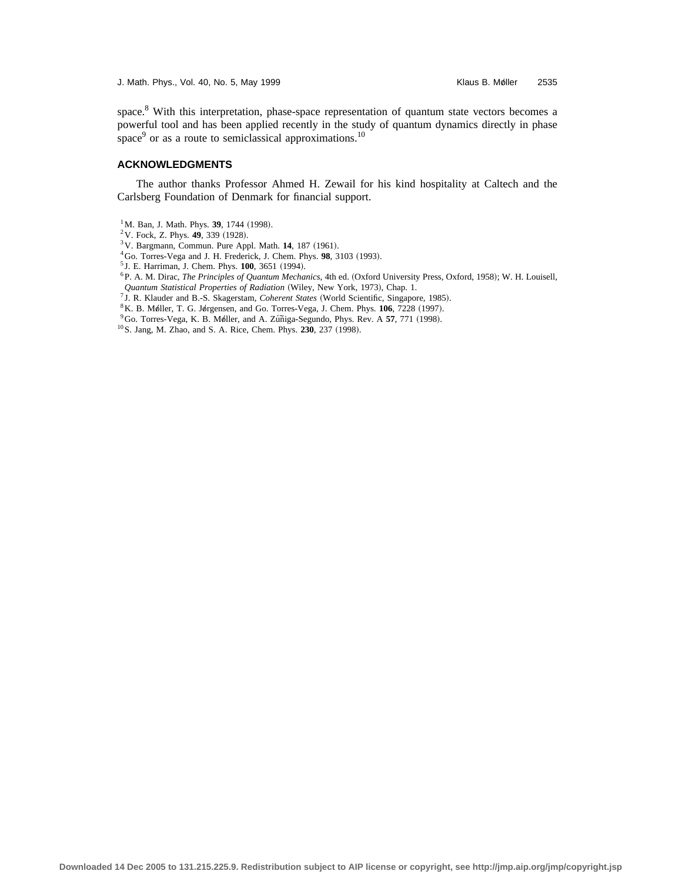space.[8] With this interpretation, phase-space representation of quantum state vectors becomes a powerful tool and has been applied recently in the study of quantum dynamics directly in phase space[9] or as a route to semiclassical approximations.[10]

## ACKNOWLEDGMENTS

The author thanks Professor Ahmed H. Zewail for his kind hospitality at Caltech and the Carlsberg Foundation of Denmark for financial support.

[1] M. Ban, J. Math. Phys. **39**, 1744 (1998).
[2] V. Fock, Z. Phys. **49**, 339 (1928).
[3] V. Bargmann, Commun. Pure Appl. Math. **14**, 187 (1961).
[4] Go. Torres-Vega and J. H. Frederick, J. Chem. Phys. **98**, 3103 (1993).
[5] J. E. Harriman, J. Chem. Phys. **100**, 3651 (1994).
[6] P. A. M. Dirac, *The Principles of Quantum Mechanics*, 4th ed. (Oxford University Press, Oxford, 1958); W. H. Louisell, *Quantum Statistical Properties of Radiation* (Wiley, New York, 1973), Chap. 1.
[7] J. R. Klauder and B.-S. Skagerstam, *Coherent States* (World Scientific, Singapore, 1985).
[8] K. B. Møller, T. G. Jørgensen, and Go. Torres-Vega, J. Chem. Phys. **106**, 7228 (1997).
[9] Go. Torres-Vega, K. B. Møller, and A. Zúñiga-Segundo, Phys. Rev. A **57**, 771 (1998).
[10] S. Jang, M. Zhao, and S. A. Rice, Chem. Phys. **230**, 237 (1998).